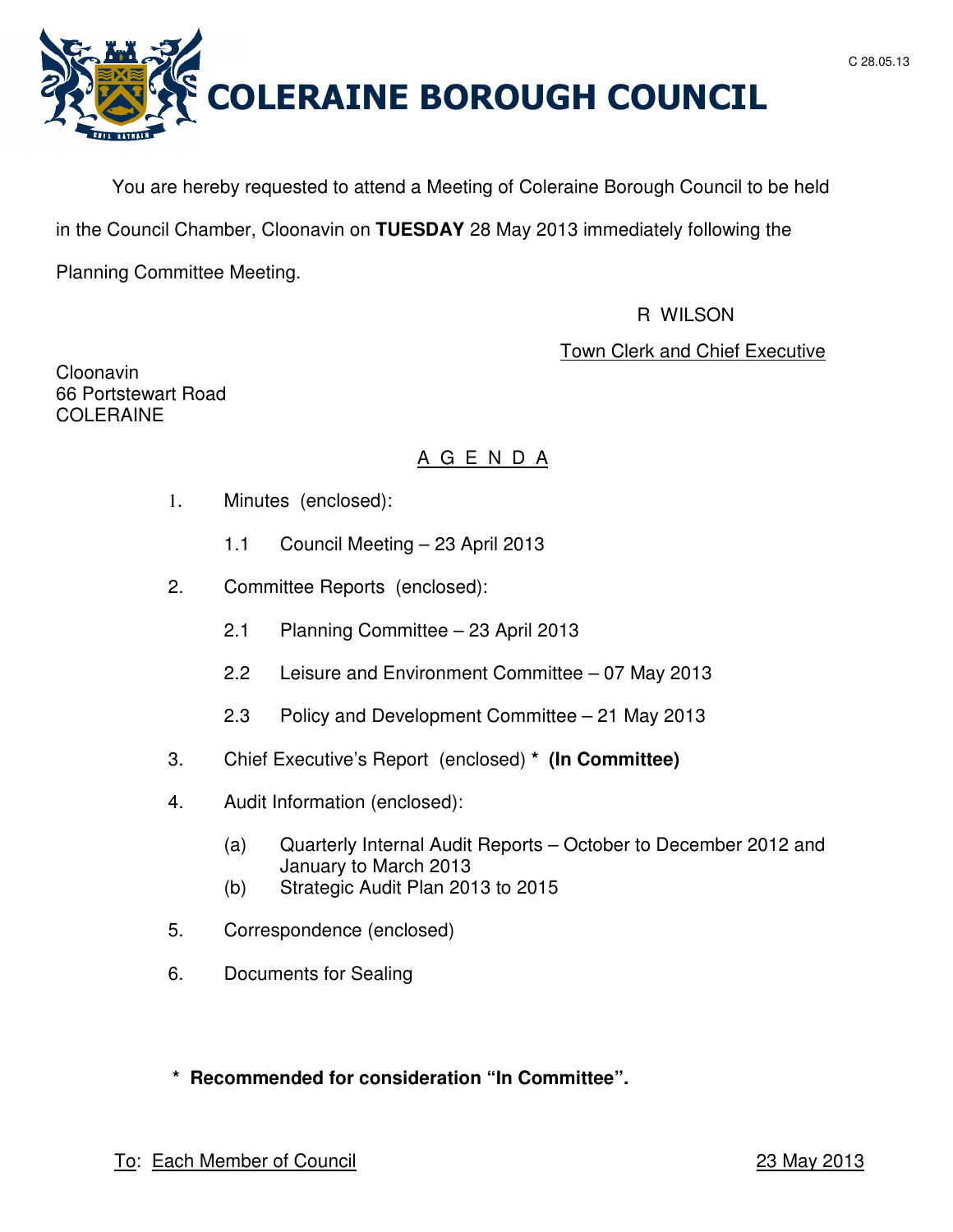C 28.05.13

# COLERAINE BOROUGH COUNCIL

You are hereby requested to attend a Meeting of Coleraine Borough Council to be held in the Council Chamber, Cloonavin on **TUESDAY** 28 May 2013 immediately following the Planning Committee Meeting.

R WILSON

Town Clerk and Chief Executive

Cloonavin
66 Portstewart Road
COLERAINE

## A G E N D A

1. Minutes (enclosed):

   1.1 Council Meeting – 23 April 2013

2. Committee Reports (enclosed):

   2.1 Planning Committee – 23 April 2013

   2.2 Leisure and Environment Committee – 07 May 2013

   2.3 Policy and Development Committee – 21 May 2013

3. Chief Executive's Report (enclosed) * **(In Committee)**

4. Audit Information (enclosed):

   (a) Quarterly Internal Audit Reports – October to December 2012 and January to March 2013
   
   (b) Strategic Audit Plan 2013 to 2015

5. Correspondence (enclosed)

6. Documents for Sealing

**\* Recommended for consideration "In Committee".**

To: Each Member of Council — 23 May 2013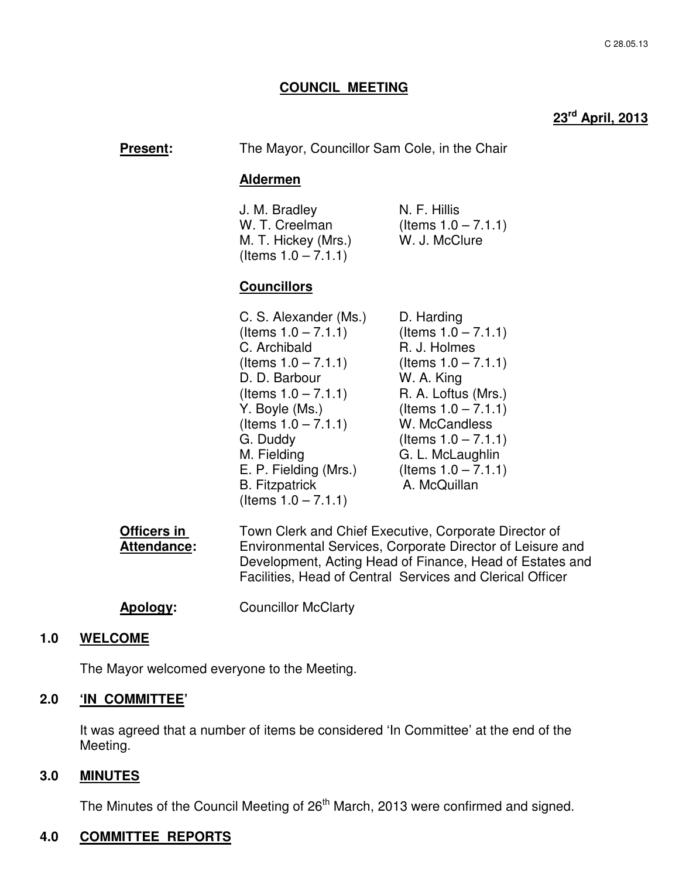# COUNCIL MEETING

**23rd April, 2013**

**Present:** The Mayor, Councillor Sam Cole, in the Chair

**Aldermen**

J. M. Bradley
W. T. Creelman
M. T. Hickey (Mrs.)
(Items 1.0 – 7.1.1)
N. F. Hillis
(Items 1.0 – 7.1.1)
W. J. McClure

**Councillors**

C. S. Alexander (Ms.)
(Items 1.0 – 7.1.1)
C. Archibald
(Items 1.0 – 7.1.1)
D. D. Barbour
(Items 1.0 – 7.1.1)
Y. Boyle (Ms.)
(Items 1.0 – 7.1.1)
G. Duddy
M. Fielding
E. P. Fielding (Mrs.)
B. Fitzpatrick
(Items 1.0 – 7.1.1)
D. Harding
(Items 1.0 – 7.1.1)
R. J. Holmes
(Items 1.0 – 7.1.1)
W. A. King
R. A. Loftus (Mrs.)
(Items 1.0 – 7.1.1)
W. McCandless
(Items 1.0 – 7.1.1)
G. L. McLaughlin
(Items 1.0 – 7.1.1)
A. McQuillan

**Officers in Attendance:** Town Clerk and Chief Executive, Corporate Director of Environmental Services, Corporate Director of Leisure and Development, Acting Head of Finance, Head of Estates and Facilities, Head of Central Services and Clerical Officer

**Apology:** Councillor McClarty

## 1.0 WELCOME

The Mayor welcomed everyone to the Meeting.

## 2.0 'IN COMMITTEE'

It was agreed that a number of items be considered 'In Committee' at the end of the Meeting.

## 3.0 MINUTES

The Minutes of the Council Meeting of 26th March, 2013 were confirmed and signed.

## 4.0 COMMITTEE REPORTS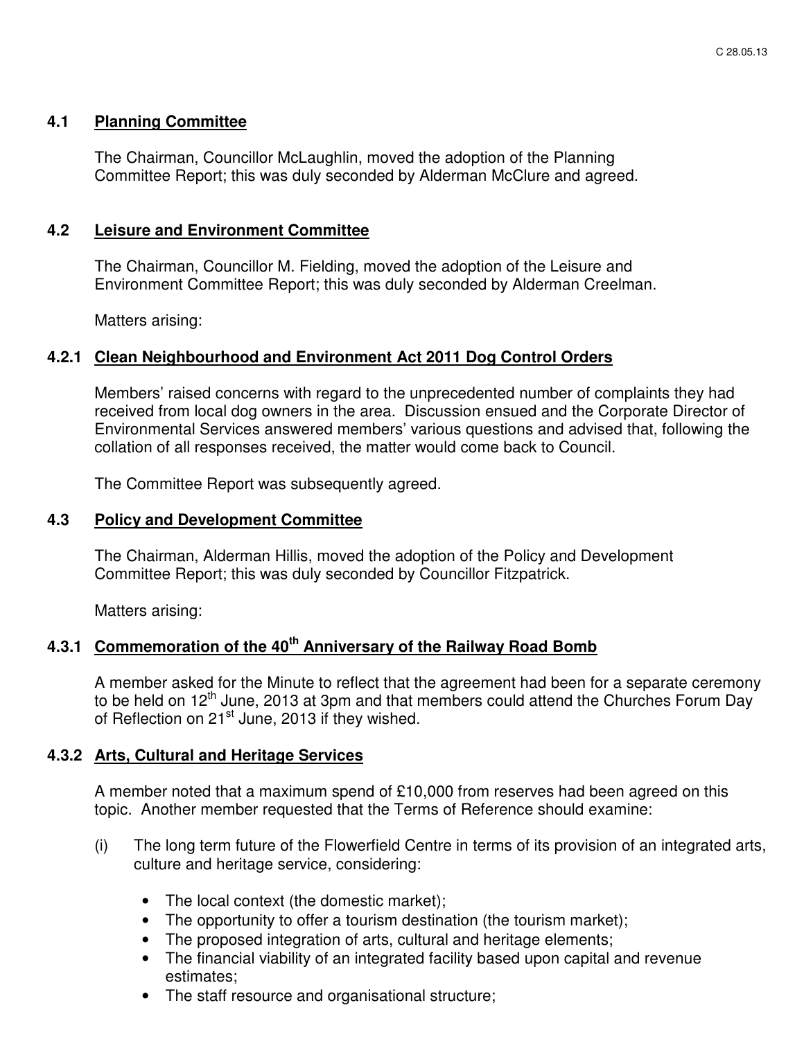### 4.1 Planning Committee

The Chairman, Councillor McLaughlin, moved the adoption of the Planning Committee Report; this was duly seconded by Alderman McClure and agreed.

### 4.2 Leisure and Environment Committee

The Chairman, Councillor M. Fielding, moved the adoption of the Leisure and Environment Committee Report; this was duly seconded by Alderman Creelman.

Matters arising:

#### 4.2.1 Clean Neighbourhood and Environment Act 2011 Dog Control Orders

Members' raised concerns with regard to the unprecedented number of complaints they had received from local dog owners in the area. Discussion ensued and the Corporate Director of Environmental Services answered members' various questions and advised that, following the collation of all responses received, the matter would come back to Council.

The Committee Report was subsequently agreed.

### 4.3 Policy and Development Committee

The Chairman, Alderman Hillis, moved the adoption of the Policy and Development Committee Report; this was duly seconded by Councillor Fitzpatrick.

Matters arising:

#### 4.3.1 Commemoration of the 40th Anniversary of the Railway Road Bomb

A member asked for the Minute to reflect that the agreement had been for a separate ceremony to be held on 12th June, 2013 at 3pm and that members could attend the Churches Forum Day of Reflection on 21st June, 2013 if they wished.

#### 4.3.2 Arts, Cultural and Heritage Services

A member noted that a maximum spend of £10,000 from reserves had been agreed on this topic. Another member requested that the Terms of Reference should examine:

(i) The long term future of the Flowerfield Centre in terms of its provision of an integrated arts, culture and heritage service, considering:

- The local context (the domestic market);
- The opportunity to offer a tourism destination (the tourism market);
- The proposed integration of arts, cultural and heritage elements;
- The financial viability of an integrated facility based upon capital and revenue estimates;
- The staff resource and organisational structure;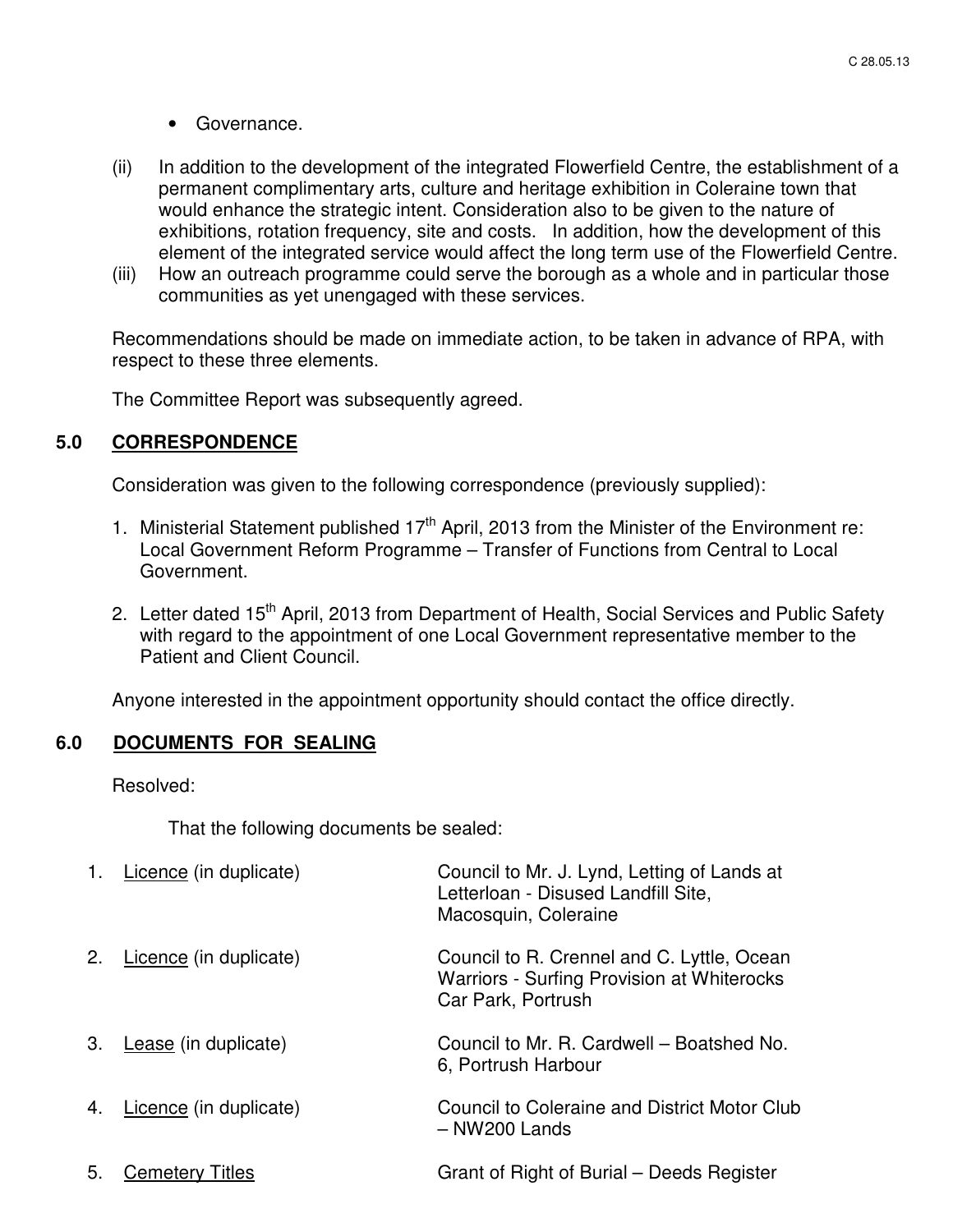- Governance.

(ii) In addition to the development of the integrated Flowerfield Centre, the establishment of a permanent complimentary arts, culture and heritage exhibition in Coleraine town that would enhance the strategic intent. Consideration also to be given to the nature of exhibitions, rotation frequency, site and costs. In addition, how the development of this element of the integrated service would affect the long term use of the Flowerfield Centre.

(iii) How an outreach programme could serve the borough as a whole and in particular those communities as yet unengaged with these services.

Recommendations should be made on immediate action, to be taken in advance of RPA, with respect to these three elements.

The Committee Report was subsequently agreed.

## 5.0 CORRESPONDENCE

Consideration was given to the following correspondence (previously supplied):

1. Ministerial Statement published 17th April, 2013 from the Minister of the Environment re: Local Government Reform Programme – Transfer of Functions from Central to Local Government.

2. Letter dated 15th April, 2013 from Department of Health, Social Services and Public Safety with regard to the appointment of one Local Government representative member to the Patient and Client Council.

Anyone interested in the appointment opportunity should contact the office directly.

## 6.0 DOCUMENTS FOR SEALING

Resolved:

That the following documents be sealed:

| | | |
|---|---|---|
| 1. | Licence (in duplicate) | Council to Mr. J. Lynd, Letting of Lands at Letterloan - Disused Landfill Site, Macosquin, Coleraine |
| 2. | Licence (in duplicate) | Council to R. Crennel and C. Lyttle, Ocean Warriors - Surfing Provision at Whiterocks Car Park, Portrush |
| 3. | Lease (in duplicate) | Council to Mr. R. Cardwell – Boatshed No. 6, Portrush Harbour |
| 4. | Licence (in duplicate) | Council to Coleraine and District Motor Club – NW200 Lands |
| 5. | Cemetery Titles | Grant of Right of Burial – Deeds Register |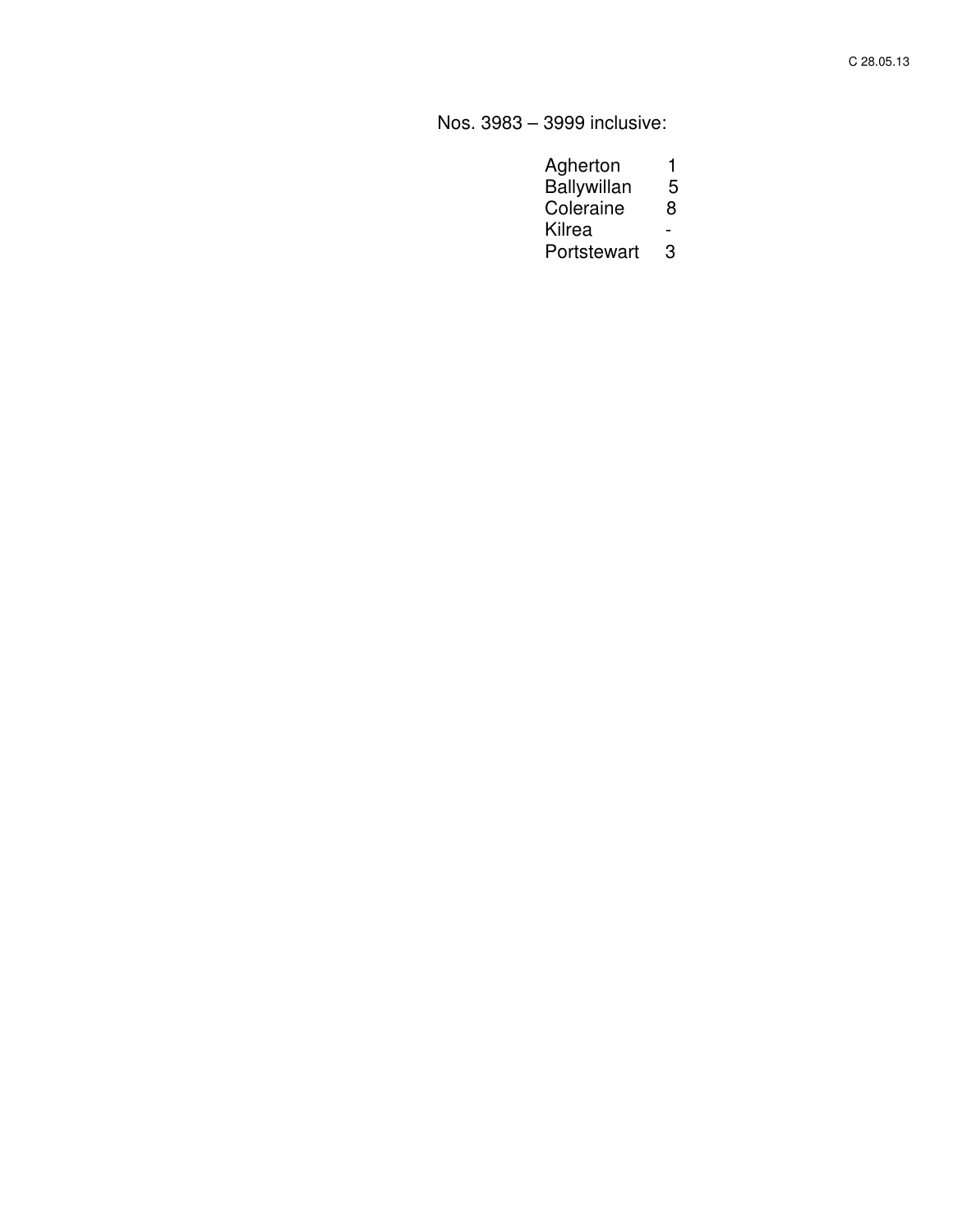C 28.05.13

Nos. 3983 – 3999 inclusive:

| | |
|---|---|
| Agherton | 1 |
| Ballywillan | 5 |
| Coleraine | 8 |
| Kilrea | - |
| Portstewart | 3 |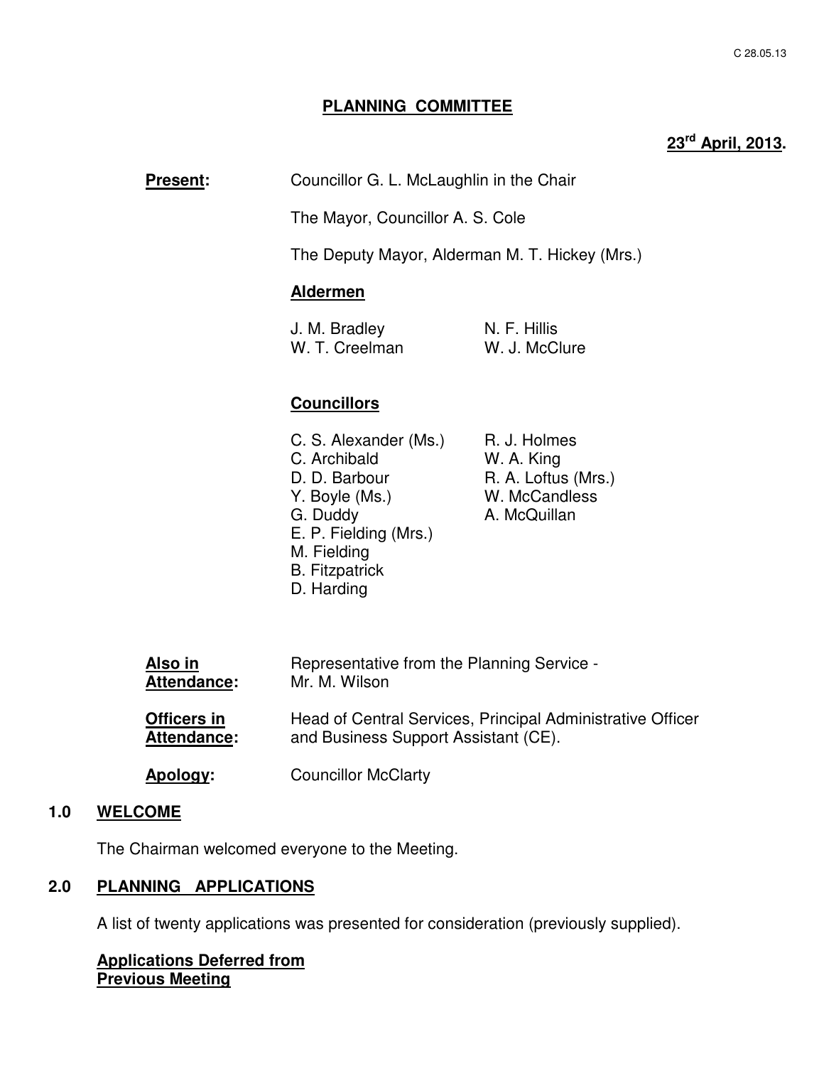C 28.05.13

# PLANNING COMMITTEE

**23rd April, 2013.**

**Present:** Councillor G. L. McLaughlin in the Chair

The Mayor, Councillor A. S. Cole

The Deputy Mayor, Alderman M. T. Hickey (Mrs.)

**Aldermen**

J. M. Bradley
W. T. Creelman
N. F. Hillis
W. J. McClure

**Councillors**

C. S. Alexander (Ms.)
C. Archibald
D. D. Barbour
Y. Boyle (Ms.)
G. Duddy
E. P. Fielding (Mrs.)
M. Fielding
B. Fitzpatrick
D. Harding
R. J. Holmes
W. A. King
R. A. Loftus (Mrs.)
W. McCandless
A. McQuillan

**Also in Attendance:** Representative from the Planning Service - Mr. M. Wilson

**Officers in Attendance:** Head of Central Services, Principal Administrative Officer and Business Support Assistant (CE).

**Apology:** Councillor McClarty

## 1.0 WELCOME

The Chairman welcomed everyone to the Meeting.

## 2.0 PLANNING APPLICATIONS

A list of twenty applications was presented for consideration (previously supplied).

**Applications Deferred from Previous Meeting**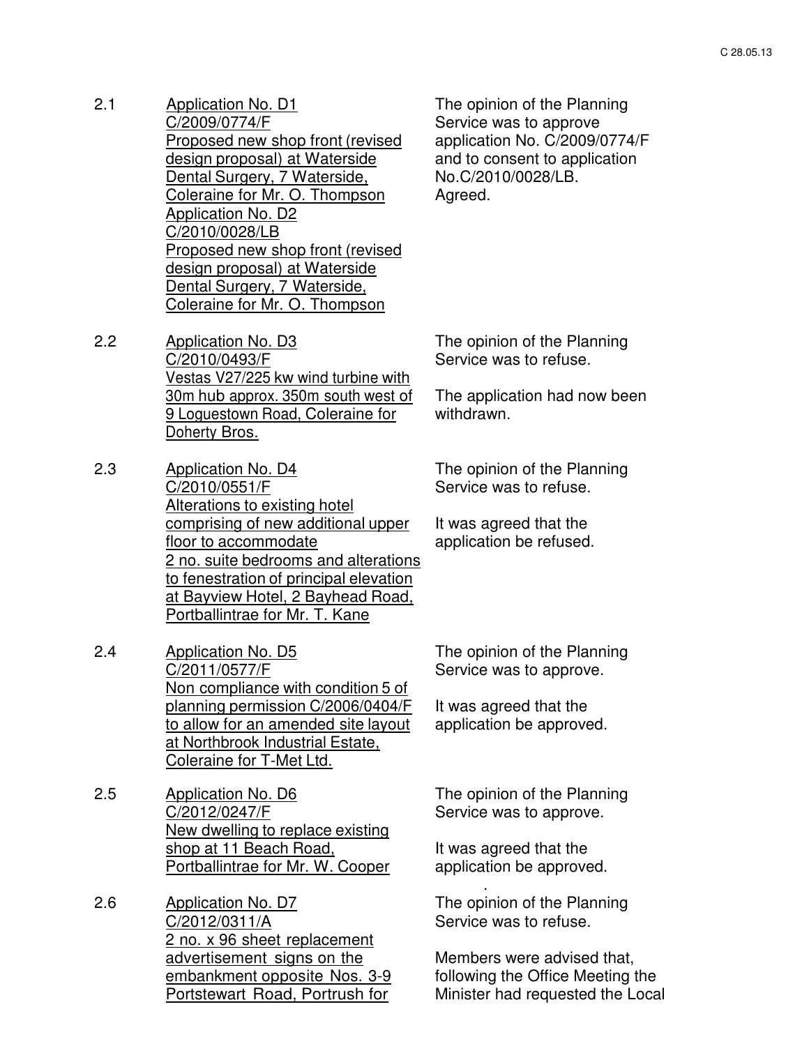2.1 Application No. D1
C/2009/0774/F
Proposed new shop front (revised design proposal) at Waterside Dental Surgery, 7 Waterside, Coleraine for Mr. O. Thompson
Application No. D2
C/2010/0028/LB
Proposed new shop front (revised design proposal) at Waterside Dental Surgery, 7 Waterside, Coleraine for Mr. O. Thompson

The opinion of the Planning Service was to approve application No. C/2009/0774/F and to consent to application No.C/2010/0028/LB.
Agreed.

2.2 Application No. D3
C/2010/0493/F
Vestas V27/225 kw wind turbine with 30m hub approx. 350m south west of 9 Loguestown Road, Coleraine for Doherty Bros.

The opinion of the Planning Service was to refuse.

The application had now been withdrawn.

2.3 Application No. D4
C/2010/0551/F
Alterations to existing hotel comprising of new additional upper floor to accommodate 2 no. suite bedrooms and alterations to fenestration of principal elevation at Bayview Hotel, 2 Bayhead Road, Portballintrae for Mr. T. Kane

The opinion of the Planning Service was to refuse.

It was agreed that the application be refused.

2.4 Application No. D5
C/2011/0577/F
Non compliance with condition 5 of planning permission C/2006/0404/F to allow for an amended site layout at Northbrook Industrial Estate, Coleraine for T-Met Ltd.

The opinion of the Planning Service was to approve.

It was agreed that the application be approved.

2.5 Application No. D6
C/2012/0247/F
New dwelling to replace existing shop at 11 Beach Road, Portballintrae for Mr. W. Cooper

The opinion of the Planning Service was to approve.

It was agreed that the application be approved.

2.6 Application No. D7
C/2012/0311/A
2 no. x 96 sheet replacement advertisement signs on the embankment opposite Nos. 3-9 Portstewart Road, Portrush for

The opinion of the Planning Service was to refuse.

Members were advised that, following the Office Meeting the Minister had requested the Local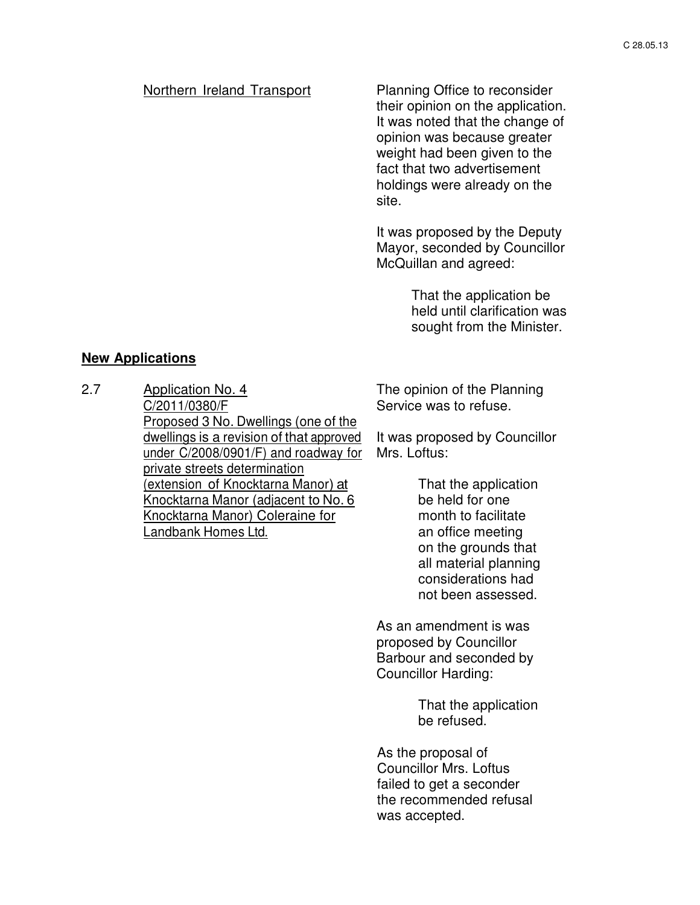Northern Ireland Transport

Planning Office to reconsider their opinion on the application. It was noted that the change of opinion was because greater weight had been given to the fact that two advertisement holdings were already on the site.

It was proposed by the Deputy Mayor, seconded by Councillor McQuillan and agreed:

> That the application be held until clarification was sought from the Minister.

**New Applications**

2.7 Application No. 4
C/2011/0380/F
Proposed 3 No. Dwellings (one of the dwellings is a revision of that approved under C/2008/0901/F) and roadway for private streets determination (extension of Knocktarna Manor) at Knocktarna Manor (adjacent to No. 6 Knocktarna Manor) Coleraine for Landbank Homes Ltd.

The opinion of the Planning Service was to refuse.

It was proposed by Councillor Mrs. Loftus:

> That the application be held for one month to facilitate an office meeting on the grounds that all material planning considerations had not been assessed.

As an amendment is was proposed by Councillor Barbour and seconded by Councillor Harding:

> That the application be refused.

As the proposal of Councillor Mrs. Loftus failed to get a seconder the recommended refusal was accepted.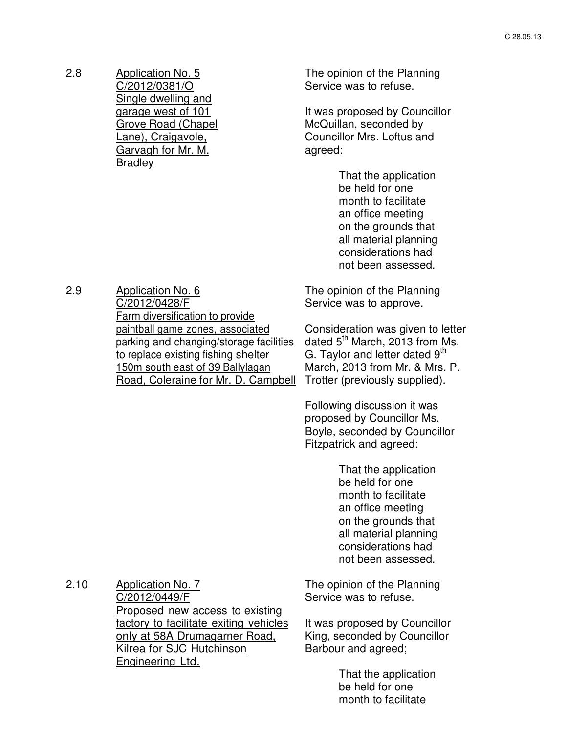2.8 Application No. 5
C/2012/0381/O
Single dwelling and garage west of 101 Grove Road (Chapel Lane), Craigavole, Garvagh for Mr. M. Bradley

The opinion of the Planning Service was to refuse.

It was proposed by Councillor McQuillan, seconded by Councillor Mrs. Loftus and agreed:

> That the application be held for one month to facilitate an office meeting on the grounds that all material planning considerations had not been assessed.

2.9 Application No. 6
C/2012/0428/F
Farm diversification to provide paintball game zones, associated parking and changing/storage facilities to replace existing fishing shelter 150m south east of 39 Ballylagan Road, Coleraine for Mr. D. Campbell

The opinion of the Planning Service was to approve.

Consideration was given to letter dated 5th March, 2013 from Ms. G. Taylor and letter dated 9th March, 2013 from Mr. & Mrs. P. Trotter (previously supplied).

Following discussion it was proposed by Councillor Ms. Boyle, seconded by Councillor Fitzpatrick and agreed:

> That the application be held for one month to facilitate an office meeting on the grounds that all material planning considerations had not been assessed.

2.10 Application No. 7
C/2012/0449/F
Proposed new access to existing factory to facilitate exiting vehicles only at 58A Drumagarner Road, Kilrea for SJC Hutchinson Engineering Ltd.

The opinion of the Planning Service was to refuse.

It was proposed by Councillor King, seconded by Councillor Barbour and agreed;

> That the application be held for one month to facilitate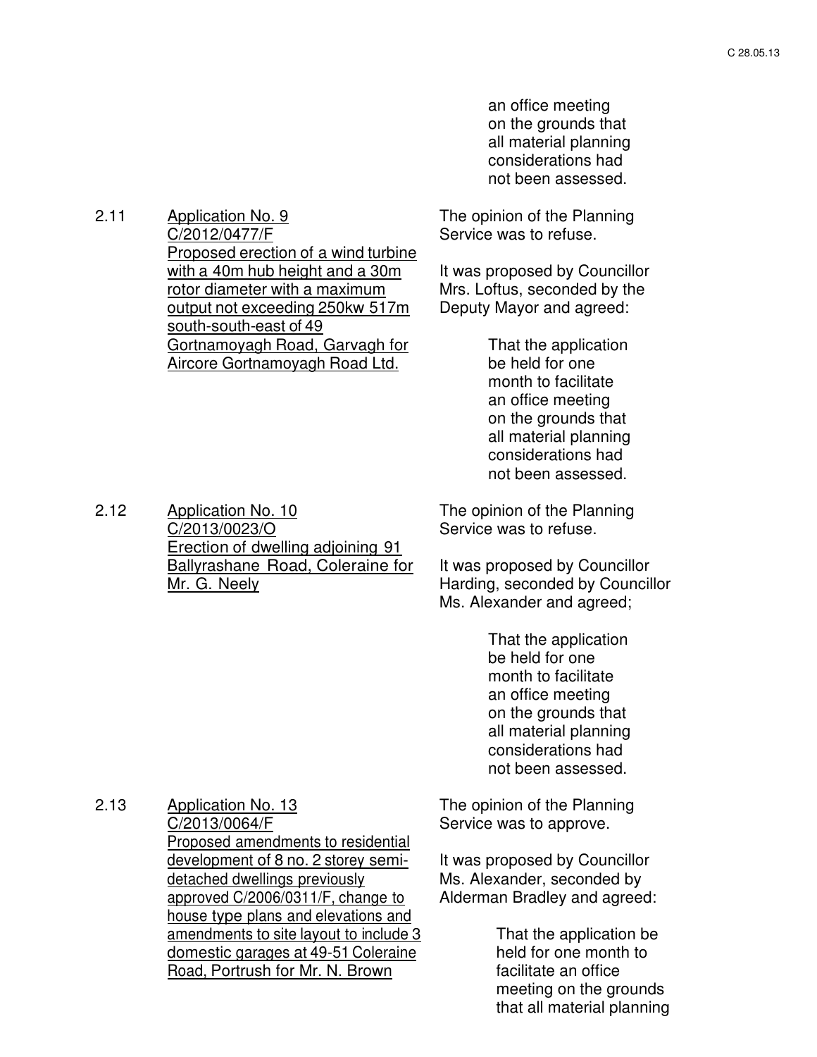an office meeting on the grounds that all material planning considerations had not been assessed.

2.11 Application No. 9
C/2012/0477/F
Proposed erection of a wind turbine with a 40m hub height and a 30m rotor diameter with a maximum output not exceeding 250kw 517m south-south-east of 49 Gortnamoyagh Road, Garvagh for Aircore Gortnamoyagh Road Ltd.

The opinion of the Planning Service was to refuse.

It was proposed by Councillor Mrs. Loftus, seconded by the Deputy Mayor and agreed:

> That the application be held for one month to facilitate an office meeting on the grounds that all material planning considerations had not been assessed.

2.12 Application No. 10
C/2013/0023/O
Erection of dwelling adjoining 91 Ballyrashane Road, Coleraine for Mr. G. Neely

The opinion of the Planning Service was to refuse.

It was proposed by Councillor Harding, seconded by Councillor Ms. Alexander and agreed;

> That the application be held for one month to facilitate an office meeting on the grounds that all material planning considerations had not been assessed.

2.13 Application No. 13
C/2013/0064/F
Proposed amendments to residential development of 8 no. 2 storey semi-detached dwellings previously approved C/2006/0311/F, change to house type plans and elevations and amendments to site layout to include 3 domestic garages at 49-51 Coleraine Road, Portrush for Mr. N. Brown

The opinion of the Planning Service was to approve.

It was proposed by Councillor Ms. Alexander, seconded by Alderman Bradley and agreed:

> That the application be held for one month to facilitate an office meeting on the grounds that all material planning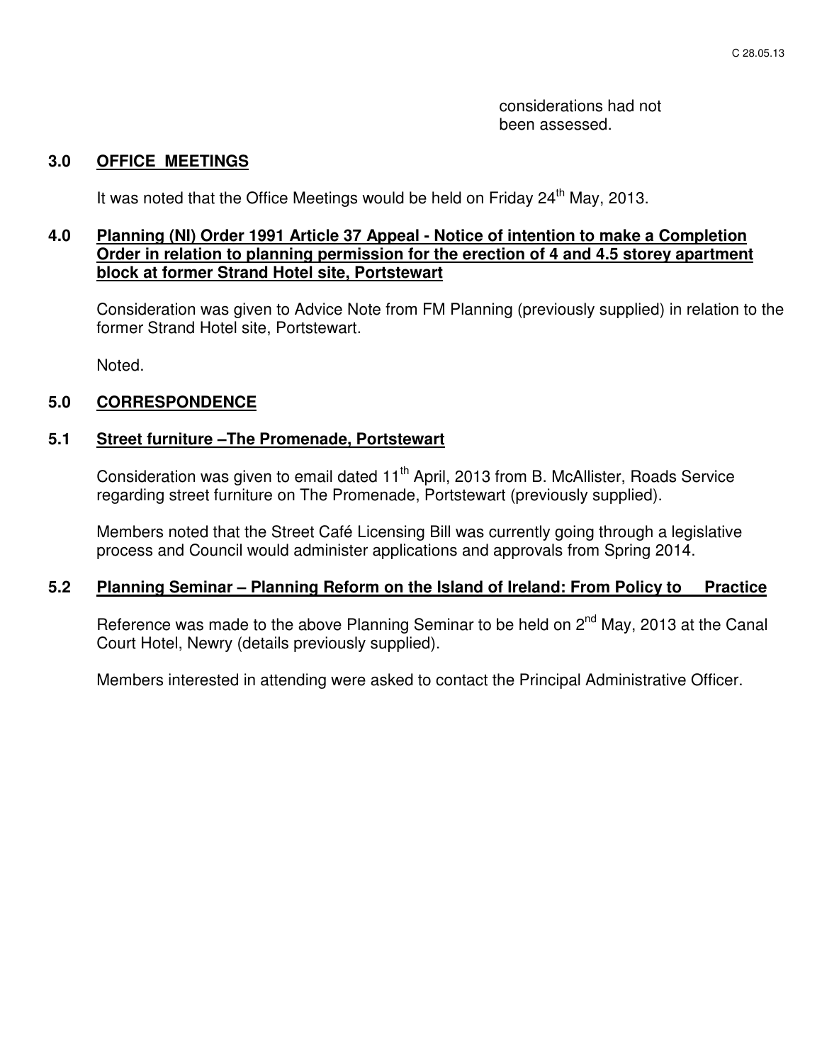considerations had not been assessed.

## 3.0 OFFICE MEETINGS

It was noted that the Office Meetings would be held on Friday 24th May, 2013.

## 4.0 Planning (NI) Order 1991 Article 37 Appeal - Notice of intention to make a Completion Order in relation to planning permission for the erection of 4 and 4.5 storey apartment block at former Strand Hotel site, Portstewart

Consideration was given to Advice Note from FM Planning (previously supplied) in relation to the former Strand Hotel site, Portstewart.

Noted.

## 5.0 CORRESPONDENCE

### 5.1 Street furniture –The Promenade, Portstewart

Consideration was given to email dated 11th April, 2013 from B. McAllister, Roads Service regarding street furniture on The Promenade, Portstewart (previously supplied).

Members noted that the Street Café Licensing Bill was currently going through a legislative process and Council would administer applications and approvals from Spring 2014.

### 5.2 Planning Seminar – Planning Reform on the Island of Ireland: From Policy to Practice

Reference was made to the above Planning Seminar to be held on 2nd May, 2013 at the Canal Court Hotel, Newry (details previously supplied).

Members interested in attending were asked to contact the Principal Administrative Officer.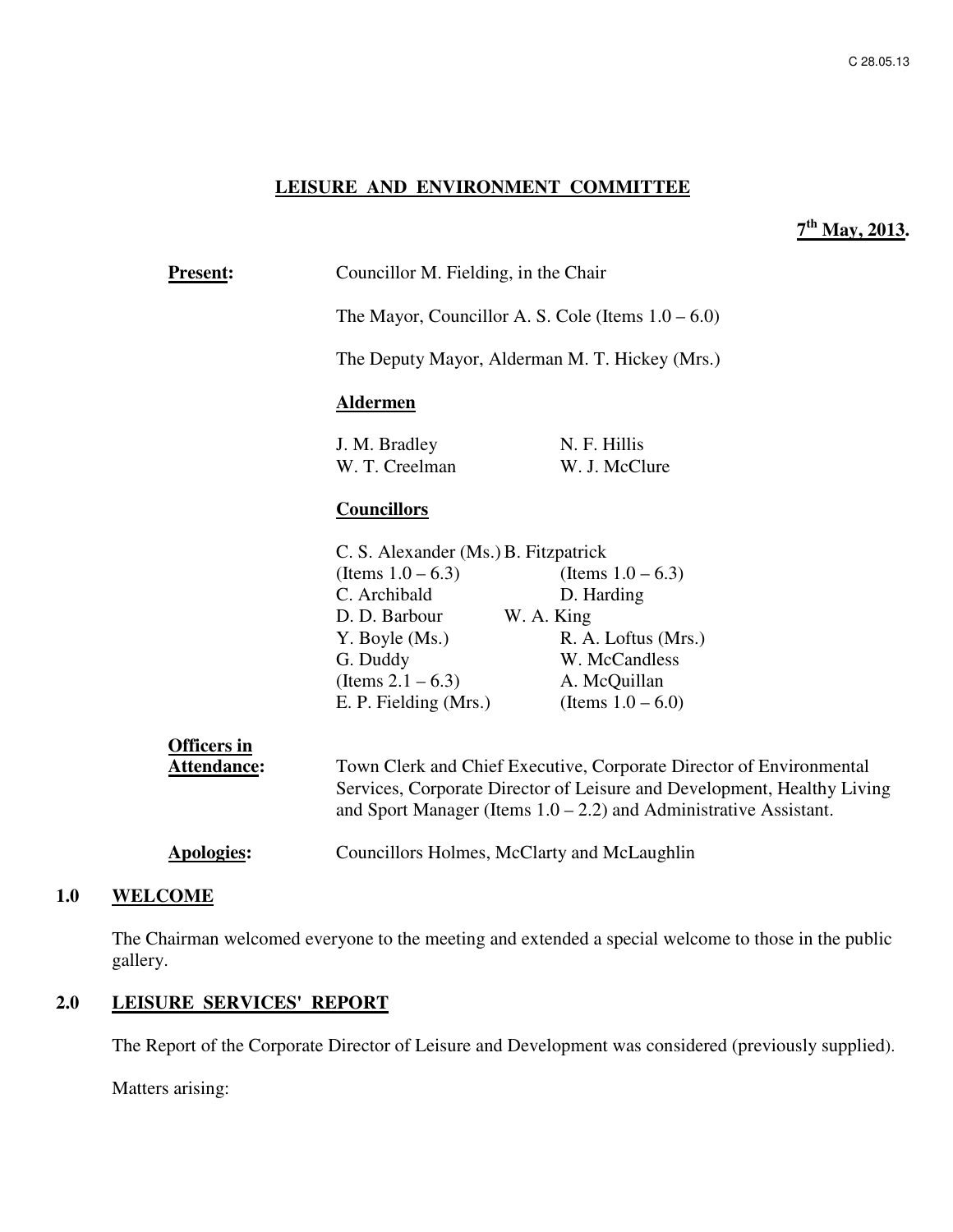C 28.05.13

# LEISURE AND ENVIRONMENT COMMITTEE

**7th May, 2013.**

**Present:** Councillor M. Fielding, in the Chair

The Mayor, Councillor A. S. Cole (Items 1.0 – 6.0)

The Deputy Mayor, Alderman M. T. Hickey (Mrs.)

**Aldermen**

J. M. Bradley
N. F. Hillis
W. T. Creelman
W. J. McClure

**Councillors**

C. S. Alexander (Ms.) (Items 1.0 – 6.3)
B. Fitzpatrick (Items 1.0 – 6.3)
C. Archibald
D. Harding
D. D. Barbour
W. A. King
Y. Boyle (Ms.)
R. A. Loftus (Mrs.)
G. Duddy (Items 2.1 – 6.3)
W. McCandless
A. McQuillan (Items 1.0 – 6.0)
E. P. Fielding (Mrs.)

**Officers in Attendance:** Town Clerk and Chief Executive, Corporate Director of Environmental Services, Corporate Director of Leisure and Development, Healthy Living and Sport Manager (Items 1.0 – 2.2) and Administrative Assistant.

**Apologies:** Councillors Holmes, McClarty and McLaughlin

## 1.0 WELCOME

The Chairman welcomed everyone to the meeting and extended a special welcome to those in the public gallery.

## 2.0 LEISURE SERVICES' REPORT

The Report of the Corporate Director of Leisure and Development was considered (previously supplied).

Matters arising: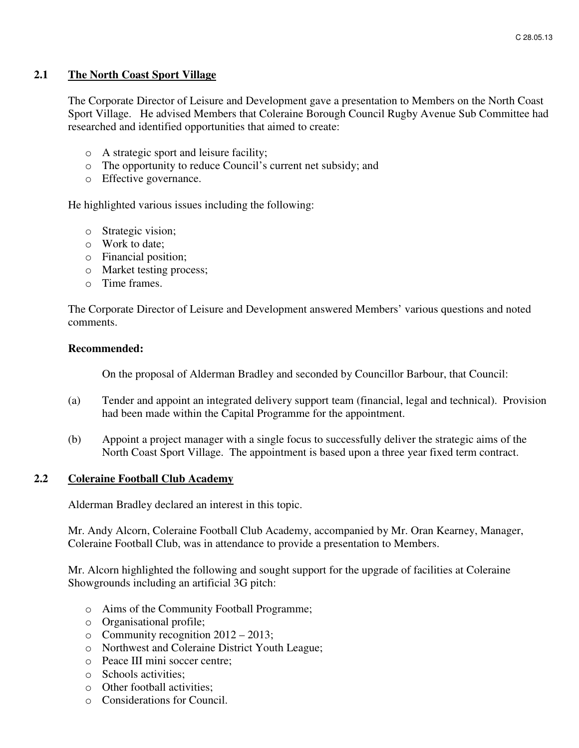## 2.1 The North Coast Sport Village

The Corporate Director of Leisure and Development gave a presentation to Members on the North Coast Sport Village. He advised Members that Coleraine Borough Council Rugby Avenue Sub Committee had researched and identified opportunities that aimed to create:

- A strategic sport and leisure facility;
- The opportunity to reduce Council's current net subsidy; and
- Effective governance.

He highlighted various issues including the following:

- Strategic vision;
- Work to date;
- Financial position;
- Market testing process;
- Time frames.

The Corporate Director of Leisure and Development answered Members' various questions and noted comments.

**Recommended:**

On the proposal of Alderman Bradley and seconded by Councillor Barbour, that Council:

(a) Tender and appoint an integrated delivery support team (financial, legal and technical). Provision had been made within the Capital Programme for the appointment.

(b) Appoint a project manager with a single focus to successfully deliver the strategic aims of the North Coast Sport Village. The appointment is based upon a three year fixed term contract.

## 2.2 Coleraine Football Club Academy

Alderman Bradley declared an interest in this topic.

Mr. Andy Alcorn, Coleraine Football Club Academy, accompanied by Mr. Oran Kearney, Manager, Coleraine Football Club, was in attendance to provide a presentation to Members.

Mr. Alcorn highlighted the following and sought support for the upgrade of facilities at Coleraine Showgrounds including an artificial 3G pitch:

- Aims of the Community Football Programme;
- Organisational profile;
- Community recognition 2012 – 2013;
- Northwest and Coleraine District Youth League;
- Peace III mini soccer centre;
- Schools activities;
- Other football activities;
- Considerations for Council.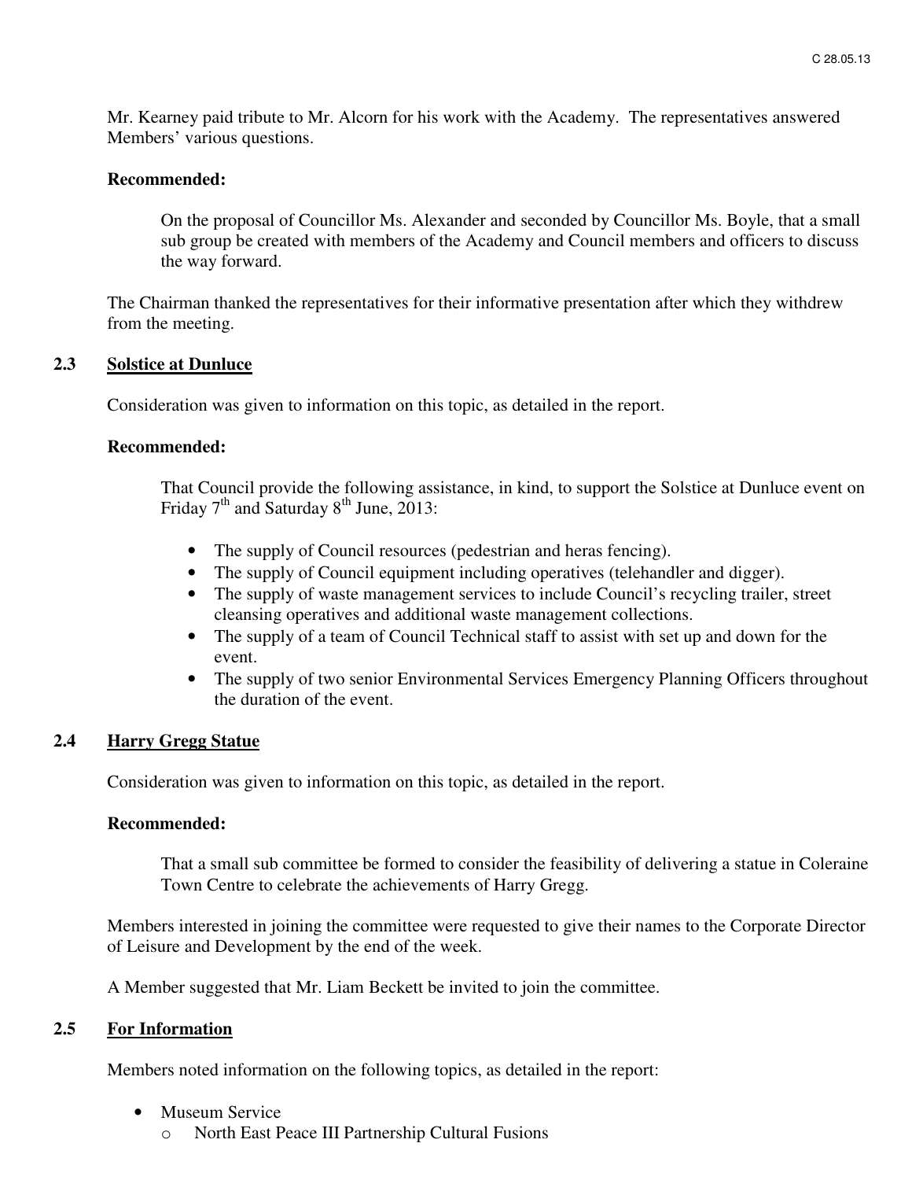Mr. Kearney paid tribute to Mr. Alcorn for his work with the Academy. The representatives answered Members' various questions.

**Recommended:**

On the proposal of Councillor Ms. Alexander and seconded by Councillor Ms. Boyle, that a small sub group be created with members of the Academy and Council members and officers to discuss the way forward.

The Chairman thanked the representatives for their informative presentation after which they withdrew from the meeting.

### 2.3 Solstice at Dunluce

Consideration was given to information on this topic, as detailed in the report.

**Recommended:**

That Council provide the following assistance, in kind, to support the Solstice at Dunluce event on Friday 7th and Saturday 8th June, 2013:

- The supply of Council resources (pedestrian and heras fencing).
- The supply of Council equipment including operatives (telehandler and digger).
- The supply of waste management services to include Council's recycling trailer, street cleansing operatives and additional waste management collections.
- The supply of a team of Council Technical staff to assist with set up and down for the event.
- The supply of two senior Environmental Services Emergency Planning Officers throughout the duration of the event.

### 2.4 Harry Gregg Statue

Consideration was given to information on this topic, as detailed in the report.

**Recommended:**

That a small sub committee be formed to consider the feasibility of delivering a statue in Coleraine Town Centre to celebrate the achievements of Harry Gregg.

Members interested in joining the committee were requested to give their names to the Corporate Director of Leisure and Development by the end of the week.

A Member suggested that Mr. Liam Beckett be invited to join the committee.

### 2.5 For Information

Members noted information on the following topics, as detailed in the report:

- Museum Service
  - North East Peace III Partnership Cultural Fusions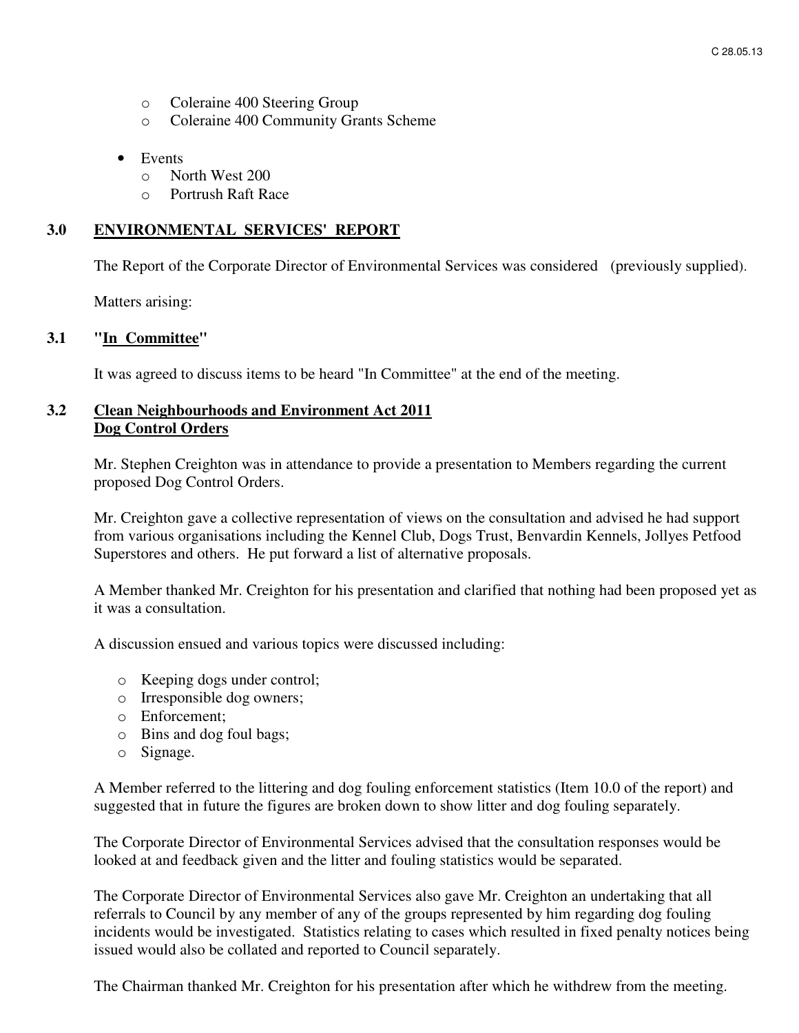- Coleraine 400 Steering Group
    - Coleraine 400 Community Grants Scheme

- Events
    - North West 200
    - Portrush Raft Race

## 3.0 ENVIRONMENTAL SERVICES' REPORT

The Report of the Corporate Director of Environmental Services was considered (previously supplied).

Matters arising:

### 3.1 "In Committee"

It was agreed to discuss items to be heard "In Committee" at the end of the meeting.

### 3.2 Clean Neighbourhoods and Environment Act 2011 Dog Control Orders

Mr. Stephen Creighton was in attendance to provide a presentation to Members regarding the current proposed Dog Control Orders.

Mr. Creighton gave a collective representation of views on the consultation and advised he had support from various organisations including the Kennel Club, Dogs Trust, Benvardin Kennels, Jollyes Petfood Superstores and others. He put forward a list of alternative proposals.

A Member thanked Mr. Creighton for his presentation and clarified that nothing had been proposed yet as it was a consultation.

A discussion ensued and various topics were discussed including:

- Keeping dogs under control;
- Irresponsible dog owners;
- Enforcement;
- Bins and dog foul bags;
- Signage.

A Member referred to the littering and dog fouling enforcement statistics (Item 10.0 of the report) and suggested that in future the figures are broken down to show litter and dog fouling separately.

The Corporate Director of Environmental Services advised that the consultation responses would be looked at and feedback given and the litter and fouling statistics would be separated.

The Corporate Director of Environmental Services also gave Mr. Creighton an undertaking that all referrals to Council by any member of any of the groups represented by him regarding dog fouling incidents would be investigated. Statistics relating to cases which resulted in fixed penalty notices being issued would also be collated and reported to Council separately.

The Chairman thanked Mr. Creighton for his presentation after which he withdrew from the meeting.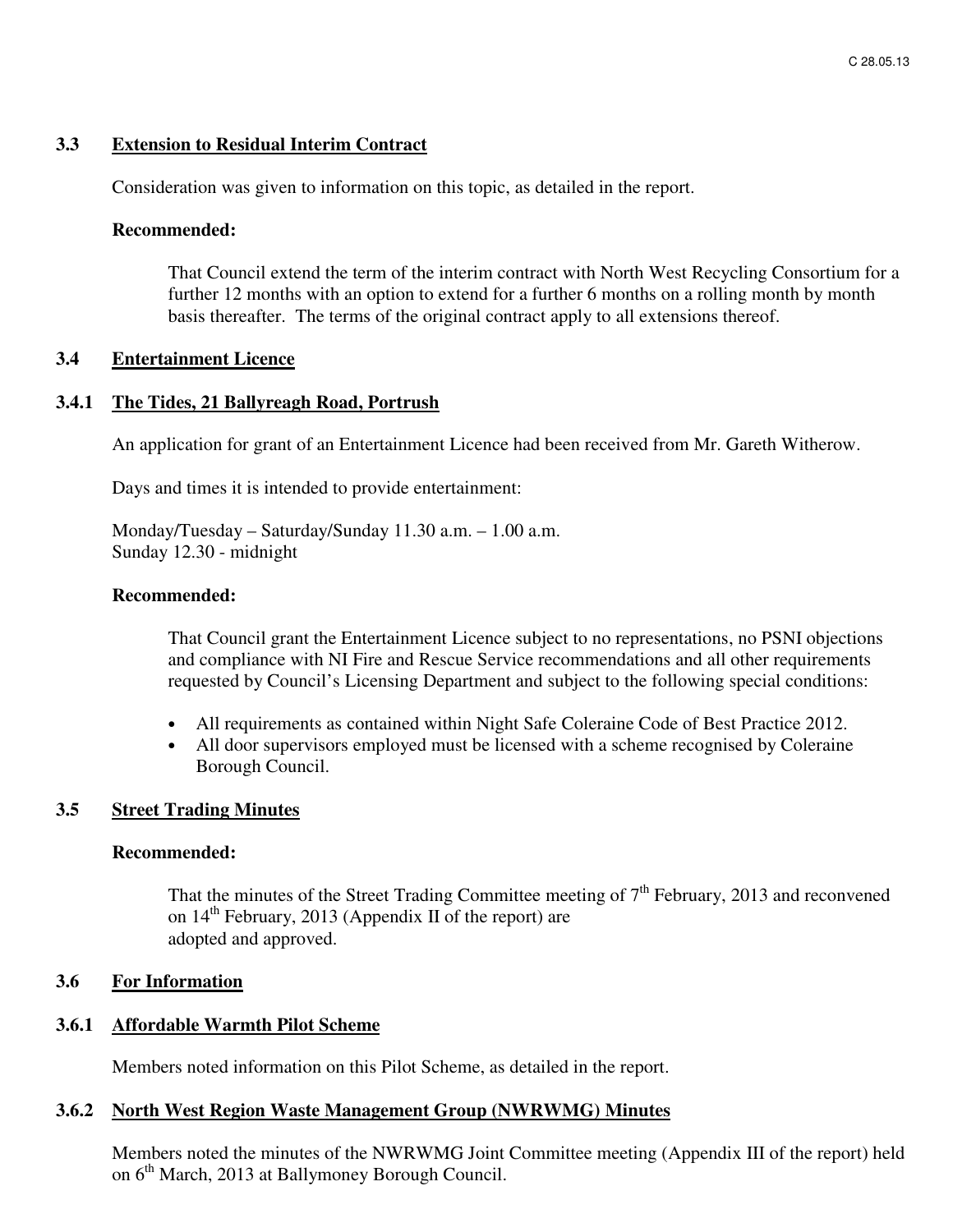### 3.3 Extension to Residual Interim Contract

Consideration was given to information on this topic, as detailed in the report.

**Recommended:**

That Council extend the term of the interim contract with North West Recycling Consortium for a further 12 months with an option to extend for a further 6 months on a rolling month by month basis thereafter. The terms of the original contract apply to all extensions thereof.

### 3.4 Entertainment Licence

### 3.4.1 The Tides, 21 Ballyreagh Road, Portrush

An application for grant of an Entertainment Licence had been received from Mr. Gareth Witherow.

Days and times it is intended to provide entertainment:

Monday/Tuesday – Saturday/Sunday 11.30 a.m. – 1.00 a.m.
Sunday 12.30 - midnight

**Recommended:**

That Council grant the Entertainment Licence subject to no representations, no PSNI objections and compliance with NI Fire and Rescue Service recommendations and all other requirements requested by Council's Licensing Department and subject to the following special conditions:

- All requirements as contained within Night Safe Coleraine Code of Best Practice 2012.
- All door supervisors employed must be licensed with a scheme recognised by Coleraine Borough Council.

### 3.5 Street Trading Minutes

**Recommended:**

That the minutes of the Street Trading Committee meeting of 7th February, 2013 and reconvened on 14th February, 2013 (Appendix II of the report) are adopted and approved.

### 3.6 For Information

### 3.6.1 Affordable Warmth Pilot Scheme

Members noted information on this Pilot Scheme, as detailed in the report.

### 3.6.2 North West Region Waste Management Group (NWRWMG) Minutes

Members noted the minutes of the NWRWMG Joint Committee meeting (Appendix III of the report) held on 6th March, 2013 at Ballymoney Borough Council.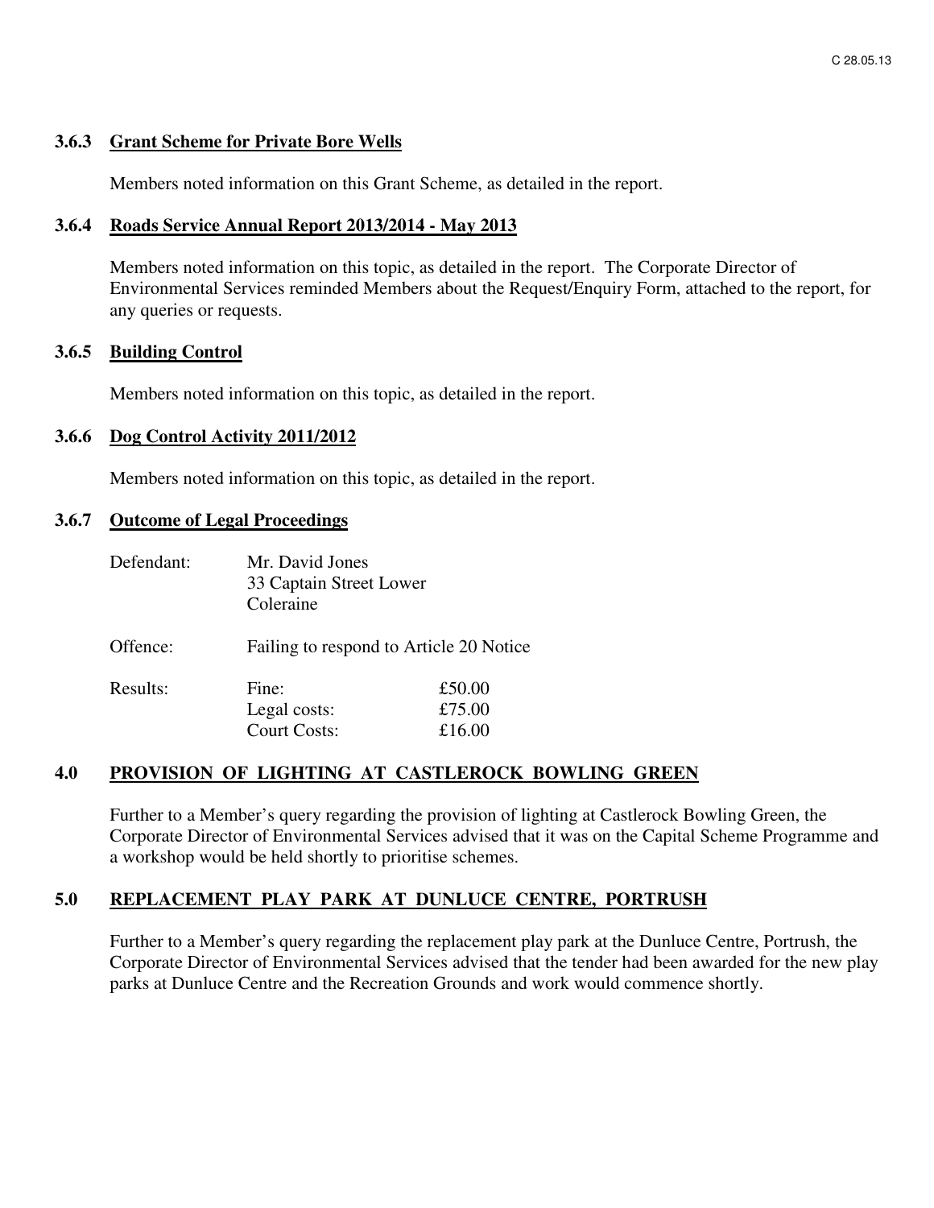### 3.6.3 Grant Scheme for Private Bore Wells

Members noted information on this Grant Scheme, as detailed in the report.

### 3.6.4 Roads Service Annual Report 2013/2014 - May 2013

Members noted information on this topic, as detailed in the report. The Corporate Director of Environmental Services reminded Members about the Request/Enquiry Form, attached to the report, for any queries or requests.

### 3.6.5 Building Control

Members noted information on this topic, as detailed in the report.

### 3.6.6 Dog Control Activity 2011/2012

Members noted information on this topic, as detailed in the report.

### 3.6.7 Outcome of Legal Proceedings

| | | |
|---|---|---|
| Defendant: | Mr. David Jones<br>33 Captain Street Lower<br>Coleraine | |
| Offence: | Failing to respond to Article 20 Notice | |
| Results: | Fine: | £50.00 |
| | Legal costs: | £75.00 |
| | Court Costs: | £16.00 |

## 4.0 PROVISION OF LIGHTING AT CASTLEROCK BOWLING GREEN

Further to a Member's query regarding the provision of lighting at Castlerock Bowling Green, the Corporate Director of Environmental Services advised that it was on the Capital Scheme Programme and a workshop would be held shortly to prioritise schemes.

## 5.0 REPLACEMENT PLAY PARK AT DUNLUCE CENTRE, PORTRUSH

Further to a Member's query regarding the replacement play park at the Dunluce Centre, Portrush, the Corporate Director of Environmental Services advised that the tender had been awarded for the new play parks at Dunluce Centre and the Recreation Grounds and work would commence shortly.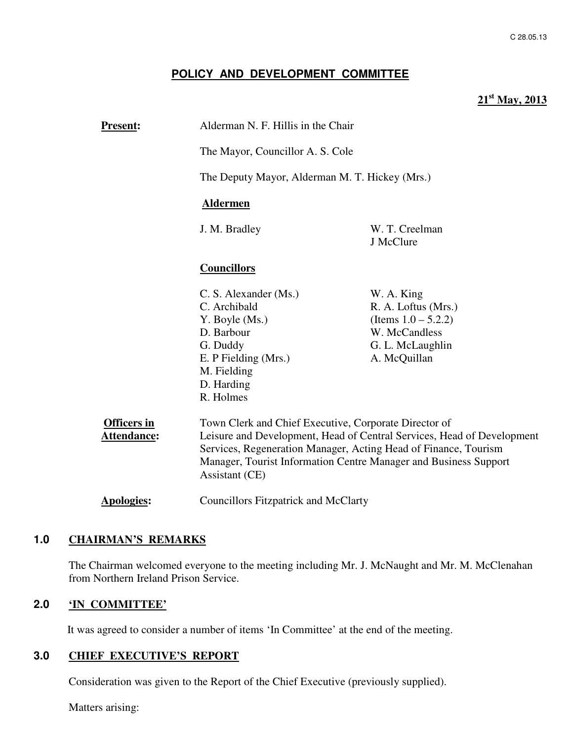C 28.05.13

# POLICY AND DEVELOPMENT COMMITTEE

**21st May, 2013**

**Present:** Alderman N. F. Hillis in the Chair

The Mayor, Councillor A. S. Cole

The Deputy Mayor, Alderman M. T. Hickey (Mrs.)

**Aldermen**

J. M. Bradley
W. T. Creelman
J McClure

**Councillors**

C. S. Alexander (Ms.)
C. Archibald
Y. Boyle (Ms.)
D. Barbour
G. Duddy
E. P Fielding (Mrs.)
M. Fielding
D. Harding
R. Holmes
W. A. King
R. A. Loftus (Mrs.) (Items 1.0 – 5.2.2)
W. McCandless
G. L. McLaughlin
A. McQuillan

**Officers in Attendance:** Town Clerk and Chief Executive, Corporate Director of Leisure and Development, Head of Central Services, Head of Development Services, Regeneration Manager, Acting Head of Finance, Tourism Manager, Tourist Information Centre Manager and Business Support Assistant (CE)

**Apologies:** Councillors Fitzpatrick and McClarty

## 1.0 CHAIRMAN'S REMARKS

The Chairman welcomed everyone to the meeting including Mr. J. McNaught and Mr. M. McClenahan from Northern Ireland Prison Service.

## 2.0 'IN COMMITTEE'

It was agreed to consider a number of items 'In Committee' at the end of the meeting.

## 3.0 CHIEF EXECUTIVE'S REPORT

Consideration was given to the Report of the Chief Executive (previously supplied).

Matters arising: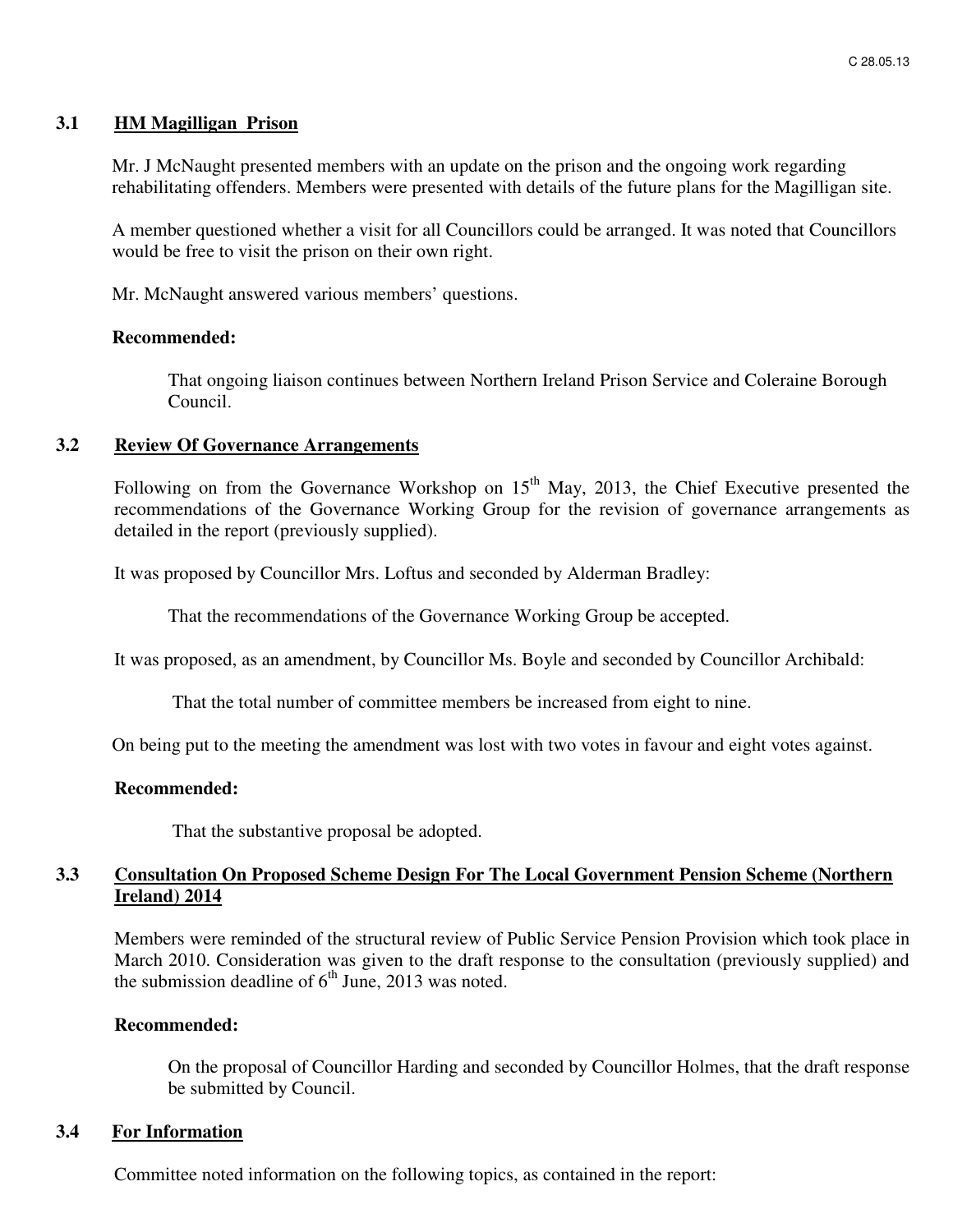### 3.1 HM Magilligan Prison

Mr. J McNaught presented members with an update on the prison and the ongoing work regarding rehabilitating offenders. Members were presented with details of the future plans for the Magilligan site.

A member questioned whether a visit for all Councillors could be arranged. It was noted that Councillors would be free to visit the prison on their own right.

Mr. McNaught answered various members' questions.

**Recommended:**

> That ongoing liaison continues between Northern Ireland Prison Service and Coleraine Borough Council.

### 3.2 Review Of Governance Arrangements

Following on from the Governance Workshop on 15th May, 2013, the Chief Executive presented the recommendations of the Governance Working Group for the revision of governance arrangements as detailed in the report (previously supplied).

It was proposed by Councillor Mrs. Loftus and seconded by Alderman Bradley:

> That the recommendations of the Governance Working Group be accepted.

It was proposed, as an amendment, by Councillor Ms. Boyle and seconded by Councillor Archibald:

> That the total number of committee members be increased from eight to nine.

On being put to the meeting the amendment was lost with two votes in favour and eight votes against.

**Recommended:**

> That the substantive proposal be adopted.

### 3.3 Consultation On Proposed Scheme Design For The Local Government Pension Scheme (Northern Ireland) 2014

Members were reminded of the structural review of Public Service Pension Provision which took place in March 2010. Consideration was given to the draft response to the consultation (previously supplied) and the submission deadline of 6th June, 2013 was noted.

**Recommended:**

> On the proposal of Councillor Harding and seconded by Councillor Holmes, that the draft response be submitted by Council.

### 3.4 For Information

Committee noted information on the following topics, as contained in the report: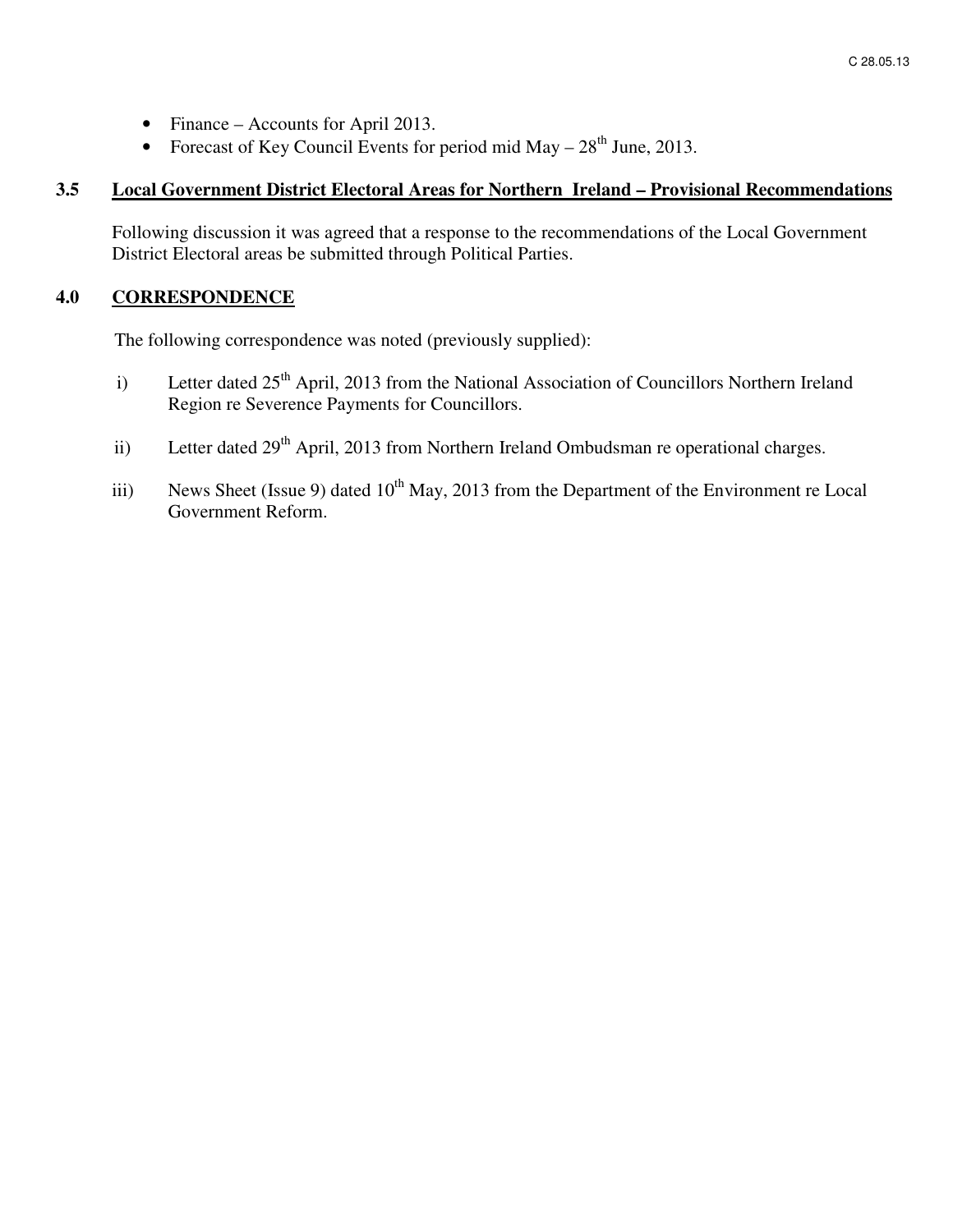- Finance – Accounts for April 2013.
- Forecast of Key Council Events for period mid May – 28th June, 2013.

### 3.5 Local Government District Electoral Areas for Northern Ireland – Provisional Recommendations

Following discussion it was agreed that a response to the recommendations of the Local Government District Electoral areas be submitted through Political Parties.

## 4.0 CORRESPONDENCE

The following correspondence was noted (previously supplied):

i) Letter dated 25th April, 2013 from the National Association of Councillors Northern Ireland Region re Severence Payments for Councillors.

ii) Letter dated 29th April, 2013 from Northern Ireland Ombudsman re operational charges.

iii) News Sheet (Issue 9) dated 10th May, 2013 from the Department of the Environment re Local Government Reform.